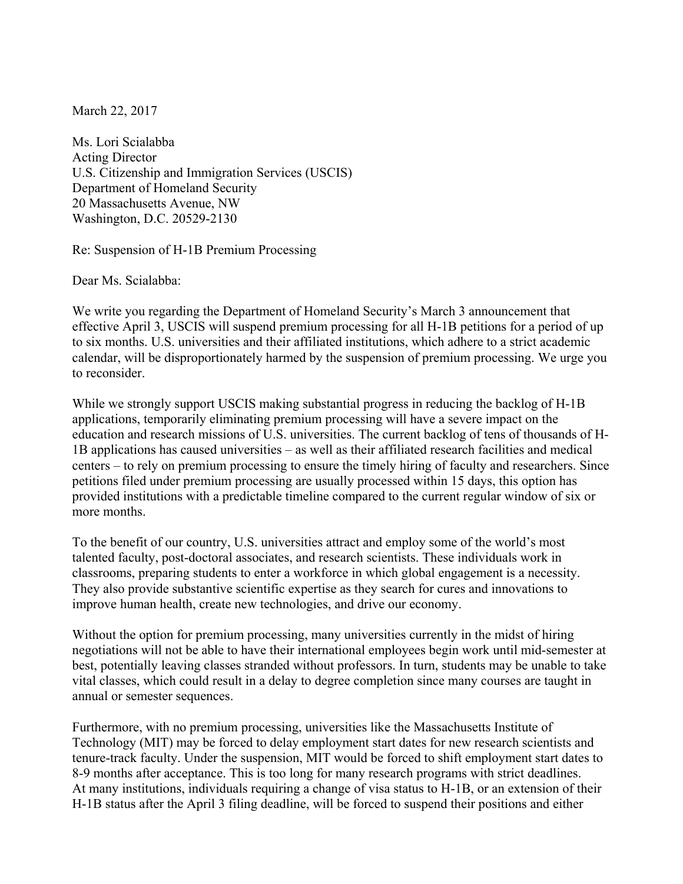March 22, 2017

Ms. Lori Scialabba
Acting Director
U.S. Citizenship and Immigration Services (USCIS)
Department of Homeland Security
20 Massachusetts Avenue, NW
Washington, D.C. 20529-2130

Re: Suspension of H-1B Premium Processing

Dear Ms. Scialabba:

We write you regarding the Department of Homeland Security's March 3 announcement that effective April 3, USCIS will suspend premium processing for all H-1B petitions for a period of up to six months. U.S. universities and their affiliated institutions, which adhere to a strict academic calendar, will be disproportionately harmed by the suspension of premium processing. We urge you to reconsider.

While we strongly support USCIS making substantial progress in reducing the backlog of H-1B applications, temporarily eliminating premium processing will have a severe impact on the education and research missions of U.S. universities. The current backlog of tens of thousands of H-1B applications has caused universities – as well as their affiliated research facilities and medical centers – to rely on premium processing to ensure the timely hiring of faculty and researchers. Since petitions filed under premium processing are usually processed within 15 days, this option has provided institutions with a predictable timeline compared to the current regular window of six or more months.

To the benefit of our country, U.S. universities attract and employ some of the world's most talented faculty, post-doctoral associates, and research scientists. These individuals work in classrooms, preparing students to enter a workforce in which global engagement is a necessity. They also provide substantive scientific expertise as they search for cures and innovations to improve human health, create new technologies, and drive our economy.

Without the option for premium processing, many universities currently in the midst of hiring negotiations will not be able to have their international employees begin work until mid-semester at best, potentially leaving classes stranded without professors. In turn, students may be unable to take vital classes, which could result in a delay to degree completion since many courses are taught in annual or semester sequences.

Furthermore, with no premium processing, universities like the Massachusetts Institute of Technology (MIT) may be forced to delay employment start dates for new research scientists and tenure-track faculty. Under the suspension, MIT would be forced to shift employment start dates to 8-9 months after acceptance. This is too long for many research programs with strict deadlines. At many institutions, individuals requiring a change of visa status to H-1B, or an extension of their H-1B status after the April 3 filing deadline, will be forced to suspend their positions and either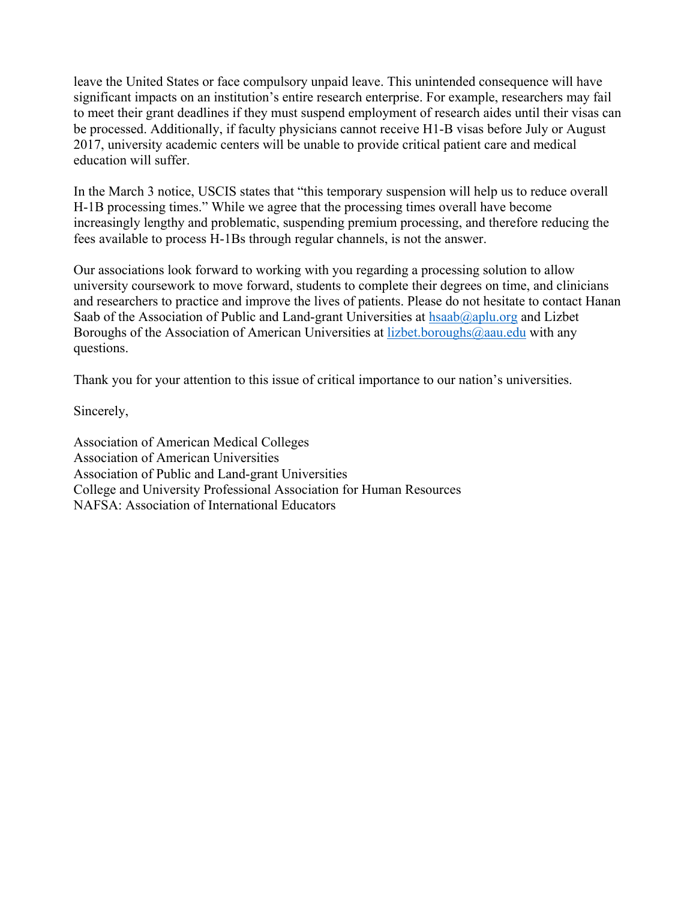leave the United States or face compulsory unpaid leave. This unintended consequence will have significant impacts on an institution's entire research enterprise. For example, researchers may fail to meet their grant deadlines if they must suspend employment of research aides until their visas can be processed. Additionally, if faculty physicians cannot receive H1-B visas before July or August 2017, university academic centers will be unable to provide critical patient care and medical education will suffer.

In the March 3 notice, USCIS states that "this temporary suspension will help us to reduce overall H-1B processing times." While we agree that the processing times overall have become increasingly lengthy and problematic, suspending premium processing, and therefore reducing the fees available to process H-1Bs through regular channels, is not the answer.

Our associations look forward to working with you regarding a processing solution to allow university coursework to move forward, students to complete their degrees on time, and clinicians and researchers to practice and improve the lives of patients. Please do not hesitate to contact Hanan Saab of the Association of Public and Land-grant Universities at hsaab@aplu.org and Lizbet Boroughs of the Association of American Universities at lizbet.boroughs@aau.edu with any questions.

Thank you for your attention to this issue of critical importance to our nation's universities.

Sincerely,

Association of American Medical Colleges
Association of American Universities
Association of Public and Land-grant Universities
College and University Professional Association for Human Resources
NAFSA: Association of International Educators